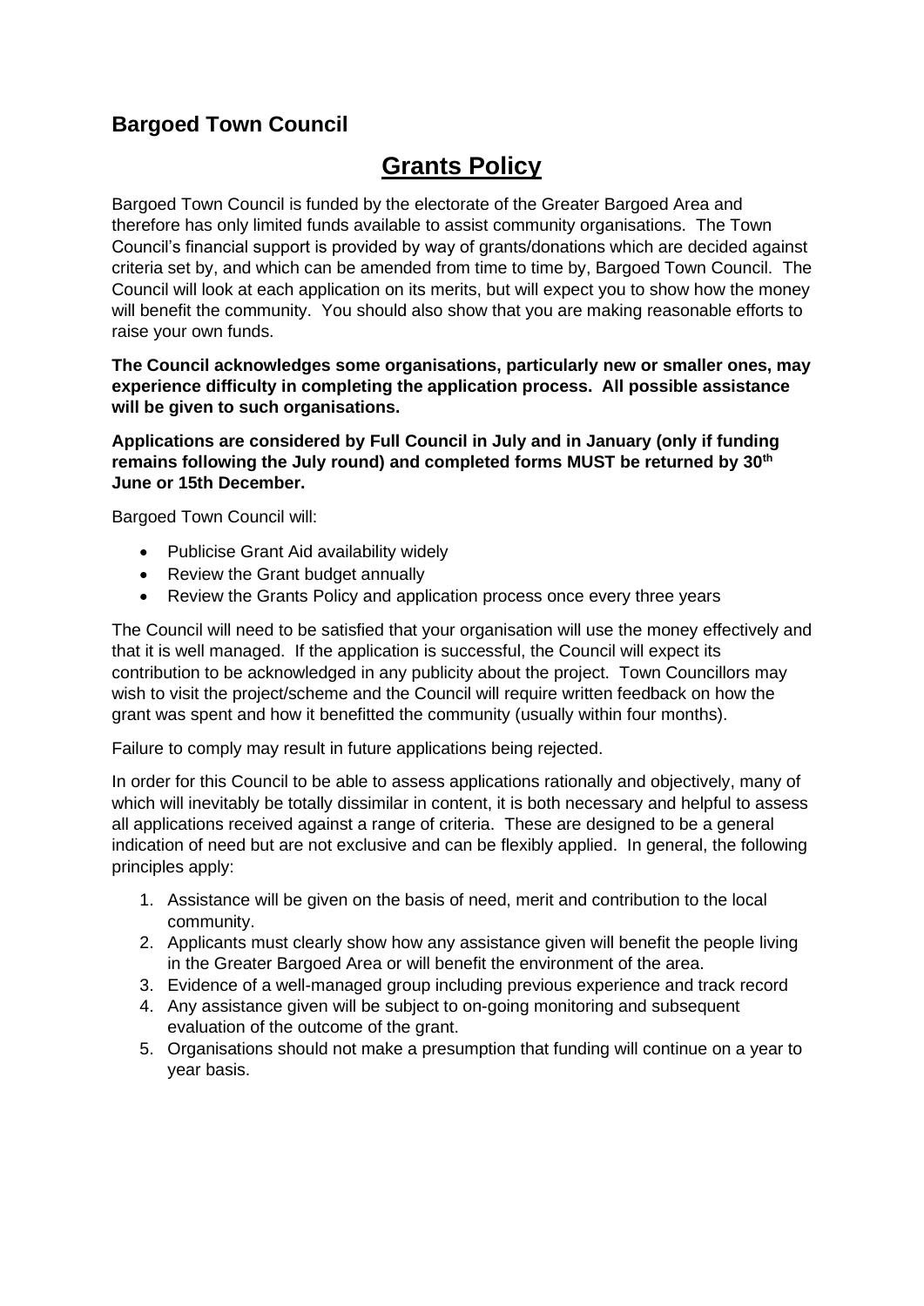**Bargoed Town Council**

# Grants Policy

Bargoed Town Council is funded by the electorate of the Greater Bargoed Area and therefore has only limited funds available to assist community organisations. The Town Council's financial support is provided by way of grants/donations which are decided against criteria set by, and which can be amended from time to time by, Bargoed Town Council. The Council will look at each application on its merits, but will expect you to show how the money will benefit the community. You should also show that you are making reasonable efforts to raise your own funds.

**The Council acknowledges some organisations, particularly new or smaller ones, may experience difficulty in completing the application process. All possible assistance will be given to such organisations.**

**Applications are considered by Full Council in July and in January (only if funding remains following the July round) and completed forms MUST be returned by 30th June or 15th December.**

Bargoed Town Council will:

- Publicise Grant Aid availability widely
- Review the Grant budget annually
- Review the Grants Policy and application process once every three years

The Council will need to be satisfied that your organisation will use the money effectively and that it is well managed. If the application is successful, the Council will expect its contribution to be acknowledged in any publicity about the project. Town Councillors may wish to visit the project/scheme and the Council will require written feedback on how the grant was spent and how it benefitted the community (usually within four months).

Failure to comply may result in future applications being rejected.

In order for this Council to be able to assess applications rationally and objectively, many of which will inevitably be totally dissimilar in content, it is both necessary and helpful to assess all applications received against a range of criteria. These are designed to be a general indication of need but are not exclusive and can be flexibly applied. In general, the following principles apply:

1. Assistance will be given on the basis of need, merit and contribution to the local community.
2. Applicants must clearly show how any assistance given will benefit the people living in the Greater Bargoed Area or will benefit the environment of the area.
3. Evidence of a well-managed group including previous experience and track record
4. Any assistance given will be subject to on-going monitoring and subsequent evaluation of the outcome of the grant.
5. Organisations should not make a presumption that funding will continue on a year to year basis.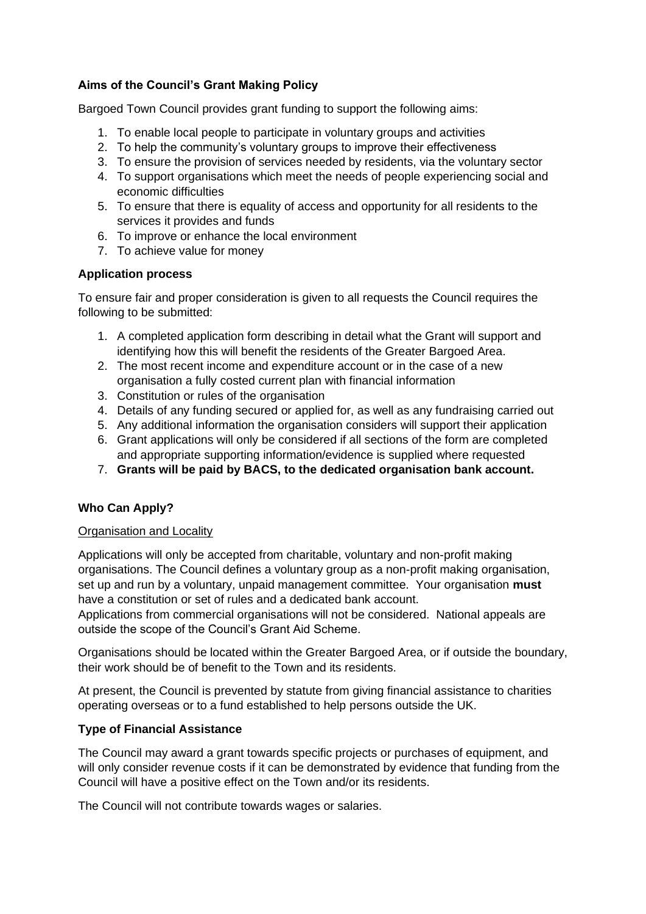**Aims of the Council's Grant Making Policy**

Bargoed Town Council provides grant funding to support the following aims:

1. To enable local people to participate in voluntary groups and activities
2. To help the community's voluntary groups to improve their effectiveness
3. To ensure the provision of services needed by residents, via the voluntary sector
4. To support organisations which meet the needs of people experiencing social and economic difficulties
5. To ensure that there is equality of access and opportunity for all residents to the services it provides and funds
6. To improve or enhance the local environment
7. To achieve value for money

**Application process**

To ensure fair and proper consideration is given to all requests the Council requires the following to be submitted:

1. A completed application form describing in detail what the Grant will support and identifying how this will benefit the residents of the Greater Bargoed Area.
2. The most recent income and expenditure account or in the case of a new organisation a fully costed current plan with financial information
3. Constitution or rules of the organisation
4. Details of any funding secured or applied for, as well as any fundraising carried out
5. Any additional information the organisation considers will support their application
6. Grant applications will only be considered if all sections of the form are completed and appropriate supporting information/evidence is supplied where requested
7. **Grants will be paid by BACS, to the dedicated organisation bank account.**

**Who Can Apply?**

<u>Organisation and Locality</u>

Applications will only be accepted from charitable, voluntary and non-profit making organisations. The Council defines a voluntary group as a non-profit making organisation, set up and run by a voluntary, unpaid management committee. Your organisation **must** have a constitution or set of rules and a dedicated bank account.
Applications from commercial organisations will not be considered. National appeals are outside the scope of the Council's Grant Aid Scheme.

Organisations should be located within the Greater Bargoed Area, or if outside the boundary, their work should be of benefit to the Town and its residents.

At present, the Council is prevented by statute from giving financial assistance to charities operating overseas or to a fund established to help persons outside the UK.

**Type of Financial Assistance**

The Council may award a grant towards specific projects or purchases of equipment, and will only consider revenue costs if it can be demonstrated by evidence that funding from the Council will have a positive effect on the Town and/or its residents.

The Council will not contribute towards wages or salaries.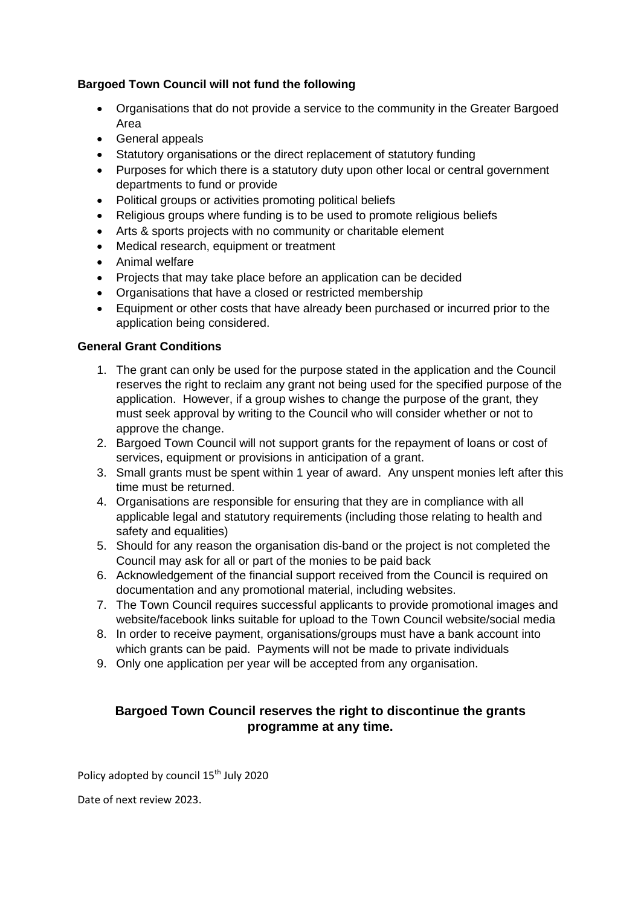**Bargoed Town Council will not fund the following**

- Organisations that do not provide a service to the community in the Greater Bargoed Area
- General appeals
- Statutory organisations or the direct replacement of statutory funding
- Purposes for which there is a statutory duty upon other local or central government departments to fund or provide
- Political groups or activities promoting political beliefs
- Religious groups where funding is to be used to promote religious beliefs
- Arts & sports projects with no community or charitable element
- Medical research, equipment or treatment
- Animal welfare
- Projects that may take place before an application can be decided
- Organisations that have a closed or restricted membership
- Equipment or other costs that have already been purchased or incurred prior to the application being considered.

**General Grant Conditions**

1. The grant can only be used for the purpose stated in the application and the Council reserves the right to reclaim any grant not being used for the specified purpose of the application. However, if a group wishes to change the purpose of the grant, they must seek approval by writing to the Council who will consider whether or not to approve the change.
2. Bargoed Town Council will not support grants for the repayment of loans or cost of services, equipment or provisions in anticipation of a grant.
3. Small grants must be spent within 1 year of award. Any unspent monies left after this time must be returned.
4. Organisations are responsible for ensuring that they are in compliance with all applicable legal and statutory requirements (including those relating to health and safety and equalities)
5. Should for any reason the organisation dis-band or the project is not completed the Council may ask for all or part of the monies to be paid back
6. Acknowledgement of the financial support received from the Council is required on documentation and any promotional material, including websites.
7. The Town Council requires successful applicants to provide promotional images and website/facebook links suitable for upload to the Town Council website/social media
8. In order to receive payment, organisations/groups must have a bank account into which grants can be paid. Payments will not be made to private individuals
9. Only one application per year will be accepted from any organisation.

**Bargoed Town Council reserves the right to discontinue the grants programme at any time.**

Policy adopted by council 15th July 2020

Date of next review 2023.